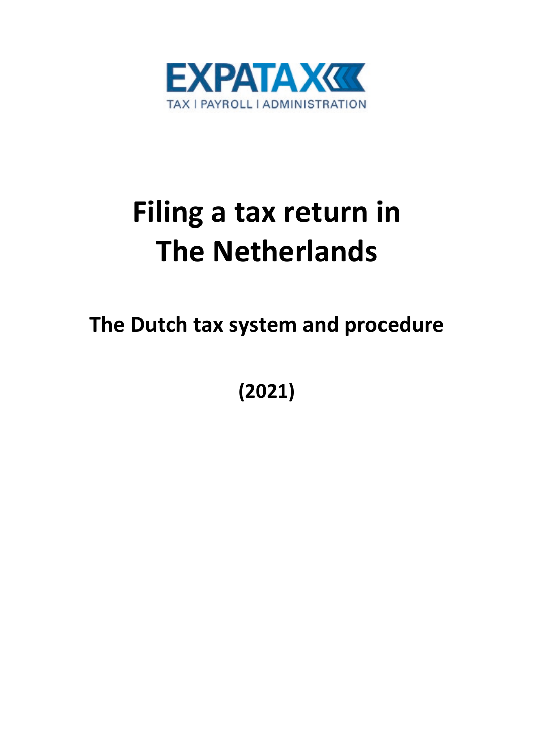EXPATAX

TAX | PAYROLL | ADMINISTRATION

# Filing a tax return in The Netherlands

## The Dutch tax system and procedure

**(2021)**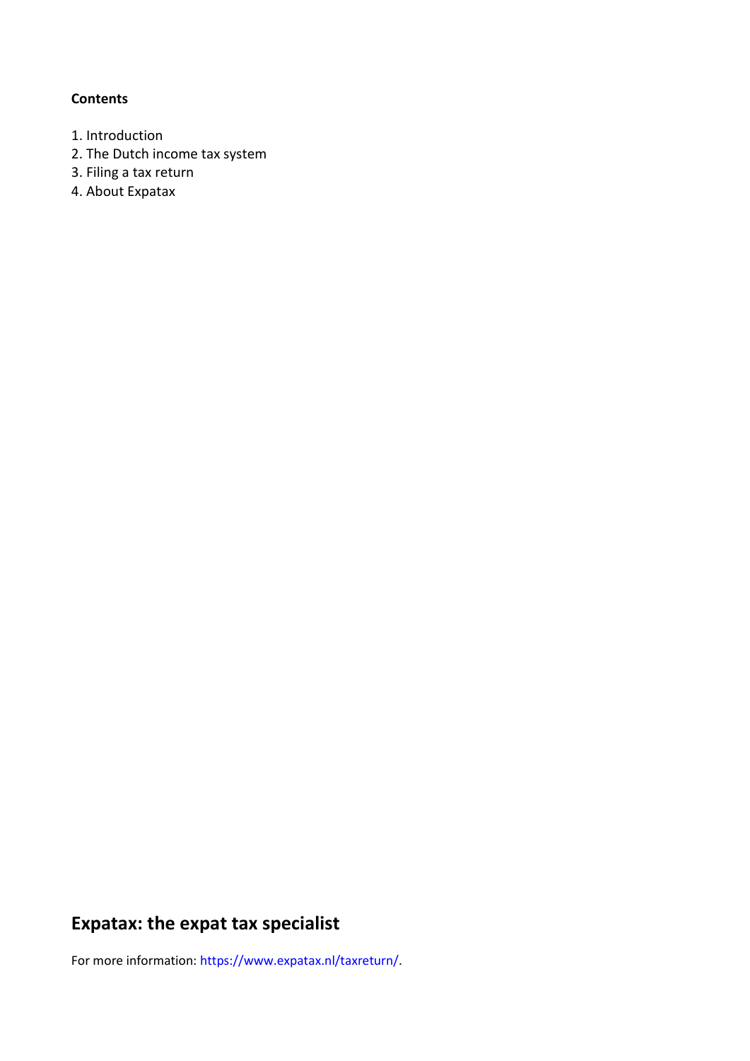**Contents**

1. Introduction
2. The Dutch income tax system
3. Filing a tax return
4. About Expatax

## Expatax: the expat tax specialist

For more information: https://www.expatax.nl/taxreturn/.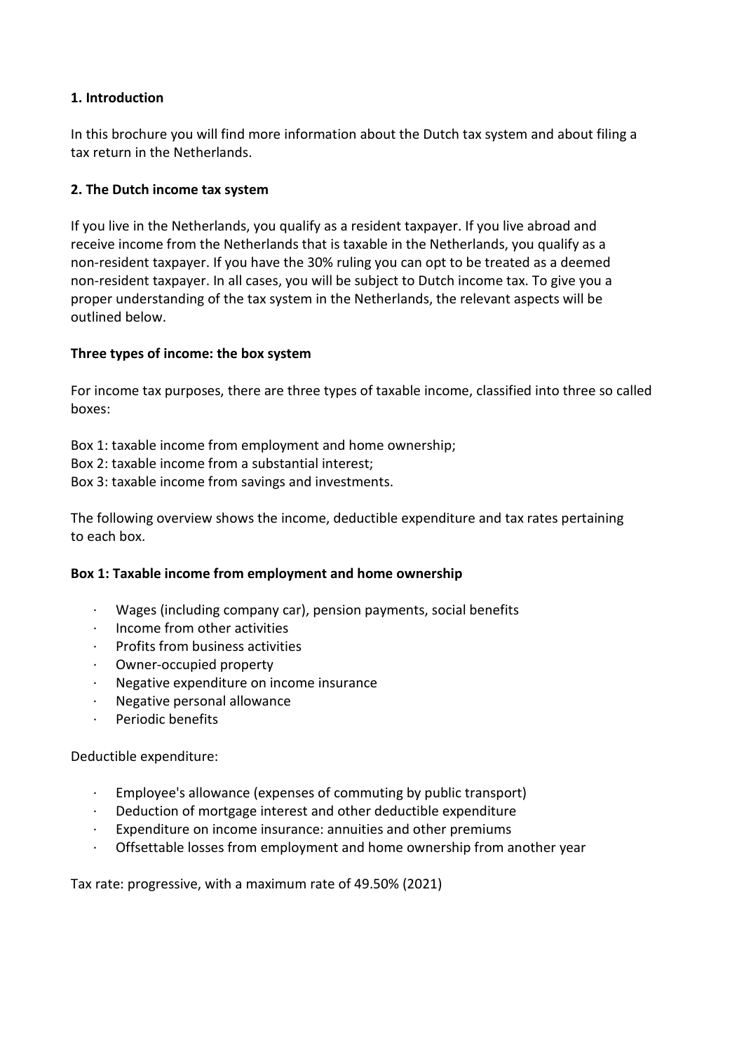**1. Introduction**

In this brochure you will find more information about the Dutch tax system and about filing a tax return in the Netherlands.

**2. The Dutch income tax system**

If you live in the Netherlands, you qualify as a resident taxpayer. If you live abroad and receive income from the Netherlands that is taxable in the Netherlands, you qualify as a non-resident taxpayer. If you have the 30% ruling you can opt to be treated as a deemed non-resident taxpayer. In all cases, you will be subject to Dutch income tax. To give you a proper understanding of the tax system in the Netherlands, the relevant aspects will be outlined below.

**Three types of income: the box system**

For income tax purposes, there are three types of taxable income, classified into three so called boxes:

Box 1: taxable income from employment and home ownership;
Box 2: taxable income from a substantial interest;
Box 3: taxable income from savings and investments.

The following overview shows the income, deductible expenditure and tax rates pertaining to each box.

**Box 1: Taxable income from employment and home ownership**

- Wages (including company car), pension payments, social benefits
- Income from other activities
- Profits from business activities
- Owner-occupied property
- Negative expenditure on income insurance
- Negative personal allowance
- Periodic benefits

Deductible expenditure:

- Employee's allowance (expenses of commuting by public transport)
- Deduction of mortgage interest and other deductible expenditure
- Expenditure on income insurance: annuities and other premiums
- Offsettable losses from employment and home ownership from another year

Tax rate: progressive, with a maximum rate of 49.50% (2021)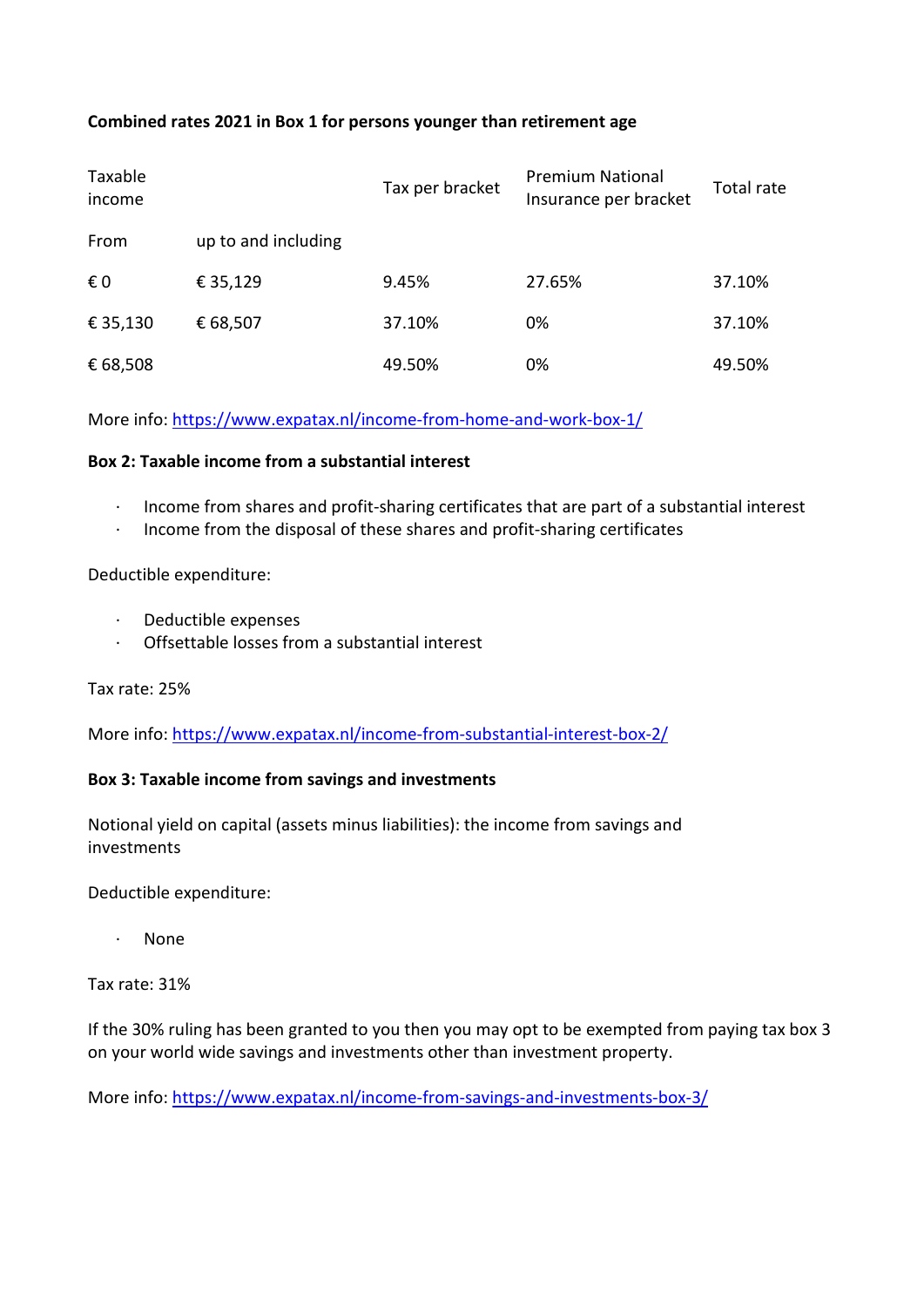**Combined rates 2021 in Box 1 for persons younger than retirement age**

| Taxable income | | Tax per bracket | Premium National Insurance per bracket | Total rate |
|---|---|---|---|---|
| From | up to and including | | | |
| € 0 | € 35,129 | 9.45% | 27.65% | 37.10% |
| € 35,130 | € 68,507 | 37.10% | 0% | 37.10% |
| € 68,508 | | 49.50% | 0% | 49.50% |

More info: https://www.expatax.nl/income-from-home-and-work-box-1/

**Box 2: Taxable income from a substantial interest**

- Income from shares and profit-sharing certificates that are part of a substantial interest
- Income from the disposal of these shares and profit-sharing certificates

Deductible expenditure:

- Deductible expenses
- Offsettable losses from a substantial interest

Tax rate: 25%

More info: https://www.expatax.nl/income-from-substantial-interest-box-2/

**Box 3: Taxable income from savings and investments**

Notional yield on capital (assets minus liabilities): the income from savings and investments

Deductible expenditure:

- None

Tax rate: 31%

If the 30% ruling has been granted to you then you may opt to be exempted from paying tax box 3 on your world wide savings and investments other than investment property.

More info: https://www.expatax.nl/income-from-savings-and-investments-box-3/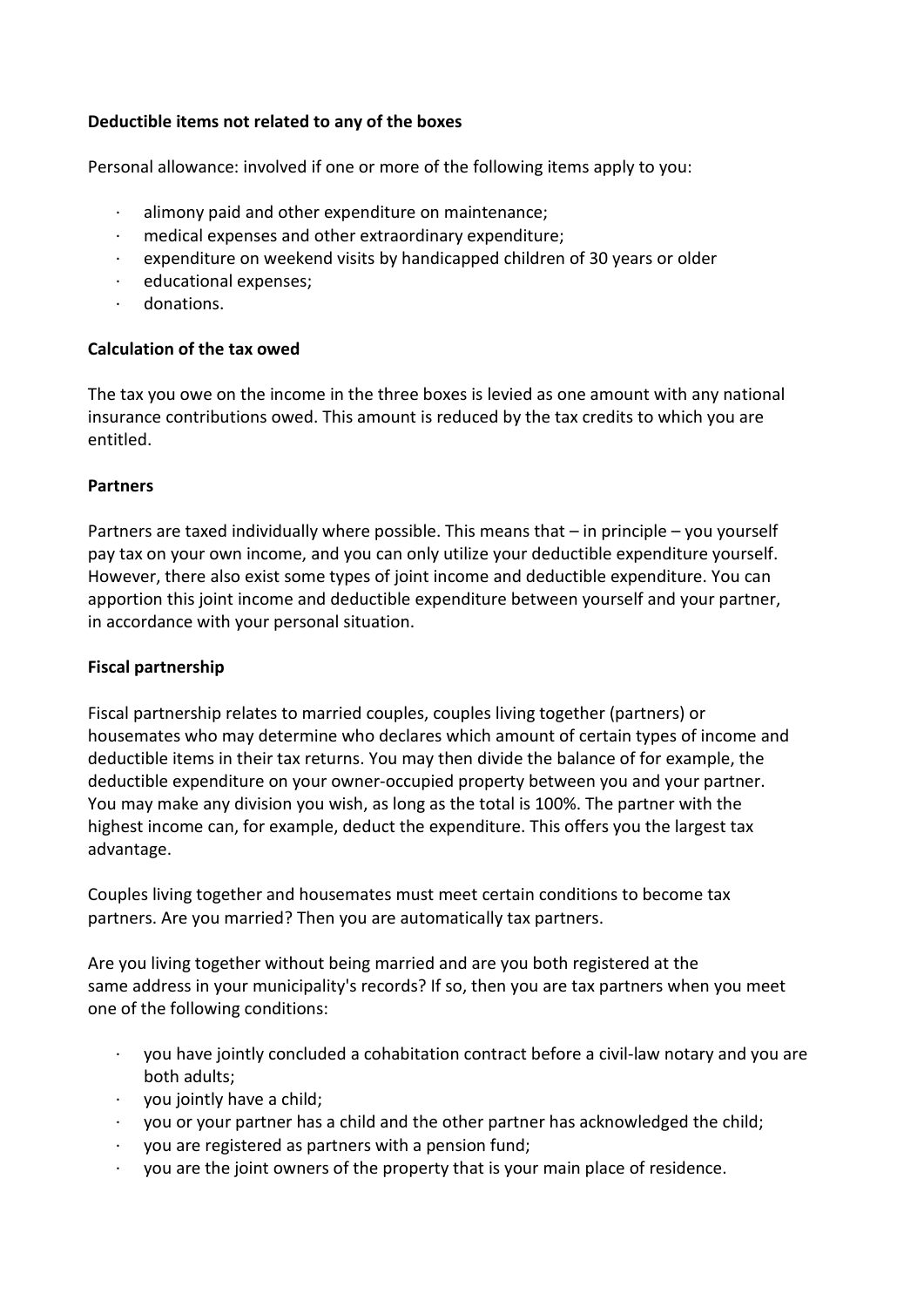**Deductible items not related to any of the boxes**

Personal allowance: involved if one or more of the following items apply to you:

- alimony paid and other expenditure on maintenance;
- medical expenses and other extraordinary expenditure;
- expenditure on weekend visits by handicapped children of 30 years or older
- educational expenses;
- donations.

**Calculation of the tax owed**

The tax you owe on the income in the three boxes is levied as one amount with any national insurance contributions owed. This amount is reduced by the tax credits to which you are entitled.

**Partners**

Partners are taxed individually where possible. This means that – in principle – you yourself pay tax on your own income, and you can only utilize your deductible expenditure yourself. However, there also exist some types of joint income and deductible expenditure. You can apportion this joint income and deductible expenditure between yourself and your partner, in accordance with your personal situation.

**Fiscal partnership**

Fiscal partnership relates to married couples, couples living together (partners) or housemates who may determine who declares which amount of certain types of income and deductible items in their tax returns. You may then divide the balance of for example, the deductible expenditure on your owner-occupied property between you and your partner. You may make any division you wish, as long as the total is 100%. The partner with the highest income can, for example, deduct the expenditure. This offers you the largest tax advantage.

Couples living together and housemates must meet certain conditions to become tax partners. Are you married? Then you are automatically tax partners.

Are you living together without being married and are you both registered at the same address in your municipality's records? If so, then you are tax partners when you meet one of the following conditions:

- you have jointly concluded a cohabitation contract before a civil-law notary and you are both adults;
- you jointly have a child;
- you or your partner has a child and the other partner has acknowledged the child;
- you are registered as partners with a pension fund;
- you are the joint owners of the property that is your main place of residence.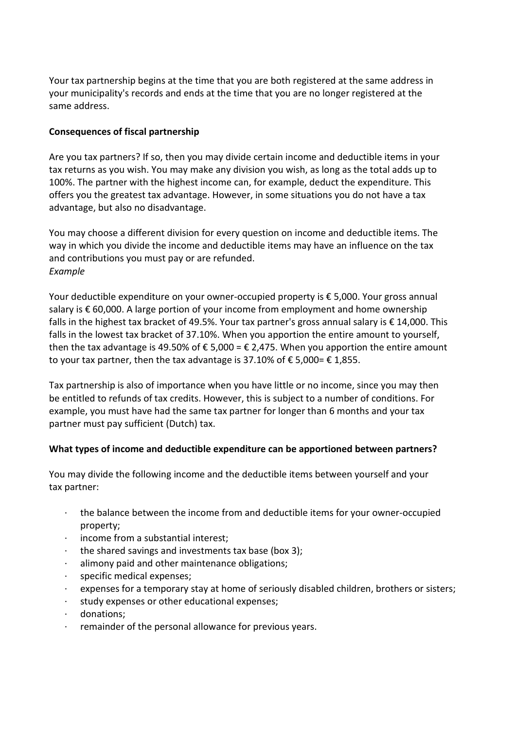Your tax partnership begins at the time that you are both registered at the same address in your municipality's records and ends at the time that you are no longer registered at the same address.

**Consequences of fiscal partnership**

Are you tax partners? If so, then you may divide certain income and deductible items in your tax returns as you wish. You may make any division you wish, as long as the total adds up to 100%. The partner with the highest income can, for example, deduct the expenditure. This offers you the greatest tax advantage. However, in some situations you do not have a tax advantage, but also no disadvantage.

You may choose a different division for every question on income and deductible items. The way in which you divide the income and deductible items may have an influence on the tax and contributions you must pay or are refunded.

*Example*

Your deductible expenditure on your owner-occupied property is € 5,000. Your gross annual salary is € 60,000. A large portion of your income from employment and home ownership falls in the highest tax bracket of 49.5%. Your tax partner's gross annual salary is € 14,000. This falls in the lowest tax bracket of 37.10%. When you apportion the entire amount to yourself, then the tax advantage is 49.50% of € 5,000 = € 2,475. When you apportion the entire amount to your tax partner, then the tax advantage is 37.10% of € 5,000= € 1,855.

Tax partnership is also of importance when you have little or no income, since you may then be entitled to refunds of tax credits. However, this is subject to a number of conditions. For example, you must have had the same tax partner for longer than 6 months and your tax partner must pay sufficient (Dutch) tax.

**What types of income and deductible expenditure can be apportioned between partners?**

You may divide the following income and the deductible items between yourself and your tax partner:

- the balance between the income from and deductible items for your owner-occupied property;
- income from a substantial interest;
- the shared savings and investments tax base (box 3);
- alimony paid and other maintenance obligations;
- specific medical expenses;
- expenses for a temporary stay at home of seriously disabled children, brothers or sisters;
- study expenses or other educational expenses;
- donations;
- remainder of the personal allowance for previous years.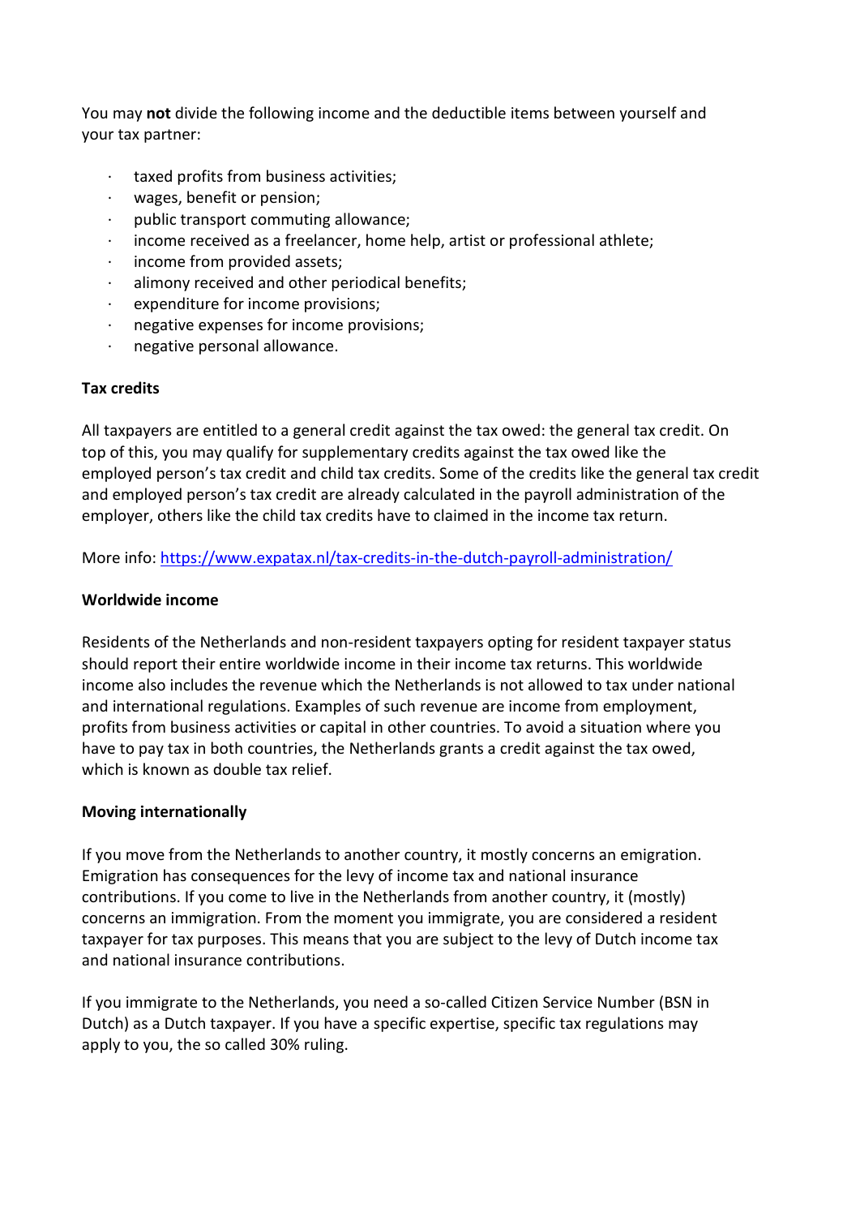You may **not** divide the following income and the deductible items between yourself and your tax partner:

- taxed profits from business activities;
- wages, benefit or pension;
- public transport commuting allowance;
- income received as a freelancer, home help, artist or professional athlete;
- income from provided assets;
- alimony received and other periodical benefits;
- expenditure for income provisions;
- negative expenses for income provisions;
- negative personal allowance.

**Tax credits**

All taxpayers are entitled to a general credit against the tax owed: the general tax credit. On top of this, you may qualify for supplementary credits against the tax owed like the employed person's tax credit and child tax credits. Some of the credits like the general tax credit and employed person's tax credit are already calculated in the payroll administration of the employer, others like the child tax credits have to claimed in the income tax return.

More info: [https://www.expatax.nl/tax-credits-in-the-dutch-payroll-administration/](https://www.expatax.nl/tax-credits-in-the-dutch-payroll-administration/)

**Worldwide income**

Residents of the Netherlands and non-resident taxpayers opting for resident taxpayer status should report their entire worldwide income in their income tax returns. This worldwide income also includes the revenue which the Netherlands is not allowed to tax under national and international regulations. Examples of such revenue are income from employment, profits from business activities or capital in other countries. To avoid a situation where you have to pay tax in both countries, the Netherlands grants a credit against the tax owed, which is known as double tax relief.

**Moving internationally**

If you move from the Netherlands to another country, it mostly concerns an emigration. Emigration has consequences for the levy of income tax and national insurance contributions. If you come to live in the Netherlands from another country, it (mostly) concerns an immigration. From the moment you immigrate, you are considered a resident taxpayer for tax purposes. This means that you are subject to the levy of Dutch income tax and national insurance contributions.

If you immigrate to the Netherlands, you need a so-called Citizen Service Number (BSN in Dutch) as a Dutch taxpayer. If you have a specific expertise, specific tax regulations may apply to you, the so called 30% ruling.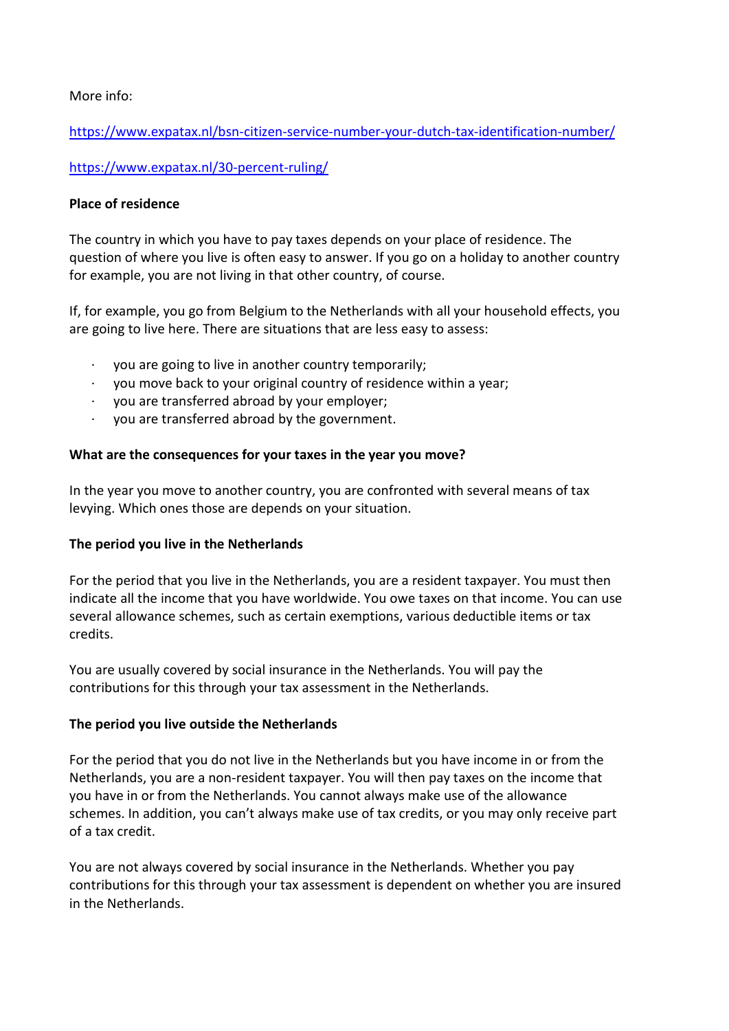More info:

[https://www.expatax.nl/bsn-citizen-service-number-your-dutch-tax-identification-number/](https://www.expatax.nl/bsn-citizen-service-number-your-dutch-tax-identification-number/)

[https://www.expatax.nl/30-percent-ruling/](https://www.expatax.nl/30-percent-ruling/)

**Place of residence**

The country in which you have to pay taxes depends on your place of residence. The question of where you live is often easy to answer. If you go on a holiday to another country for example, you are not living in that other country, of course.

If, for example, you go from Belgium to the Netherlands with all your household effects, you are going to live here. There are situations that are less easy to assess:

- you are going to live in another country temporarily;
- you move back to your original country of residence within a year;
- you are transferred abroad by your employer;
- you are transferred abroad by the government.

**What are the consequences for your taxes in the year you move?**

In the year you move to another country, you are confronted with several means of tax levying. Which ones those are depends on your situation.

**The period you live in the Netherlands**

For the period that you live in the Netherlands, you are a resident taxpayer. You must then indicate all the income that you have worldwide. You owe taxes on that income. You can use several allowance schemes, such as certain exemptions, various deductible items or tax credits.

You are usually covered by social insurance in the Netherlands. You will pay the contributions for this through your tax assessment in the Netherlands.

**The period you live outside the Netherlands**

For the period that you do not live in the Netherlands but you have income in or from the Netherlands, you are a non-resident taxpayer. You will then pay taxes on the income that you have in or from the Netherlands. You cannot always make use of the allowance schemes. In addition, you can't always make use of tax credits, or you may only receive part of a tax credit.

You are not always covered by social insurance in the Netherlands. Whether you pay contributions for this through your tax assessment is dependent on whether you are insured in the Netherlands.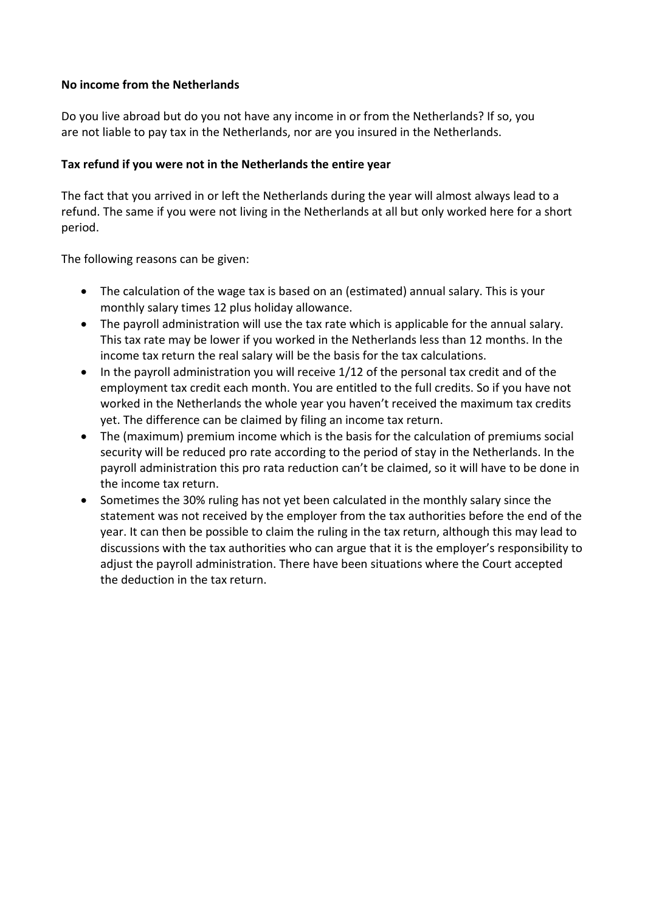**No income from the Netherlands**

Do you live abroad but do you not have any income in or from the Netherlands? If so, you are not liable to pay tax in the Netherlands, nor are you insured in the Netherlands.

**Tax refund if you were not in the Netherlands the entire year**

The fact that you arrived in or left the Netherlands during the year will almost always lead to a refund. The same if you were not living in the Netherlands at all but only worked here for a short period.

The following reasons can be given:

- The calculation of the wage tax is based on an (estimated) annual salary. This is your monthly salary times 12 plus holiday allowance.
- The payroll administration will use the tax rate which is applicable for the annual salary. This tax rate may be lower if you worked in the Netherlands less than 12 months. In the income tax return the real salary will be the basis for the tax calculations.
- In the payroll administration you will receive 1/12 of the personal tax credit and of the employment tax credit each month. You are entitled to the full credits. So if you have not worked in the Netherlands the whole year you haven't received the maximum tax credits yet. The difference can be claimed by filing an income tax return.
- The (maximum) premium income which is the basis for the calculation of premiums social security will be reduced pro rate according to the period of stay in the Netherlands. In the payroll administration this pro rata reduction can't be claimed, so it will have to be done in the income tax return.
- Sometimes the 30% ruling has not yet been calculated in the monthly salary since the statement was not received by the employer from the tax authorities before the end of the year. It can then be possible to claim the ruling in the tax return, although this may lead to discussions with the tax authorities who can argue that it is the employer's responsibility to adjust the payroll administration. There have been situations where the Court accepted the deduction in the tax return.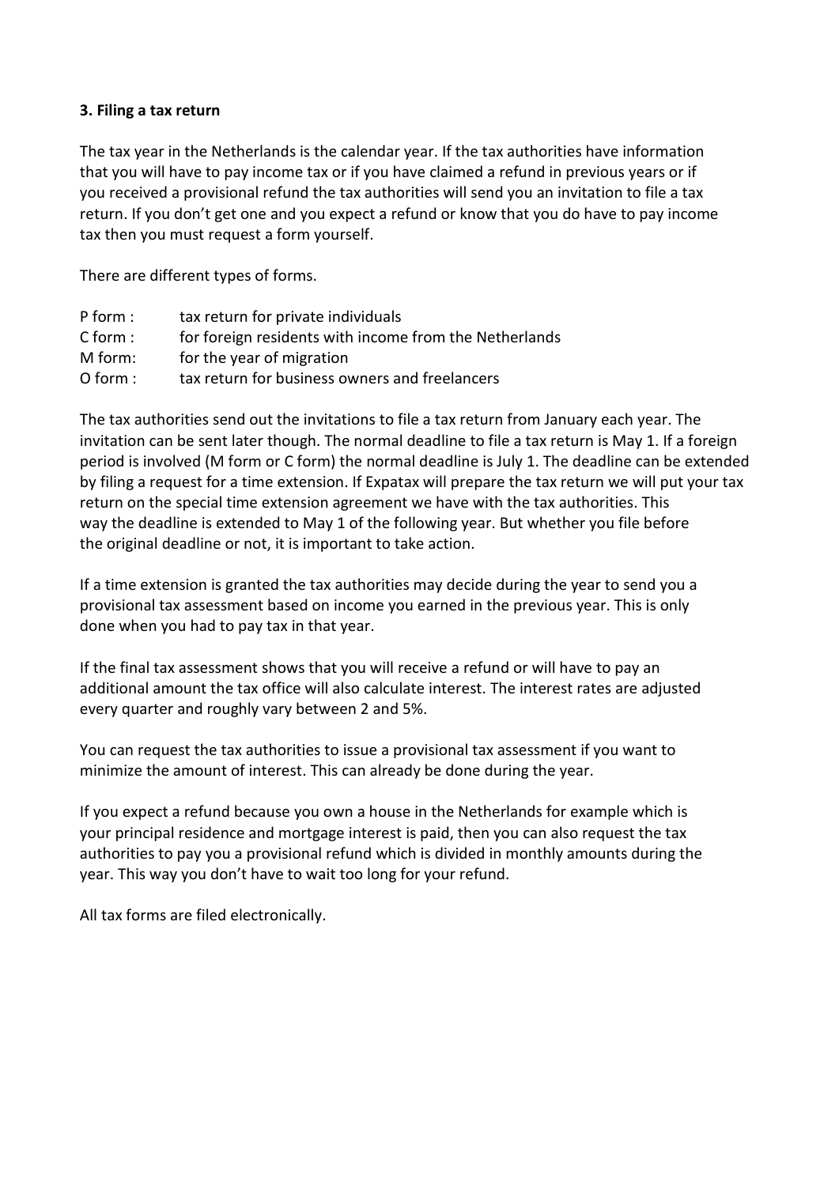**3. Filing a tax return**

The tax year in the Netherlands is the calendar year. If the tax authorities have information that you will have to pay income tax or if you have claimed a refund in previous years or if you received a provisional refund the tax authorities will send you an invitation to file a tax return. If you don't get one and you expect a refund or know that you do have to pay income tax then you must request a form yourself.

There are different types of forms.

| | |
|---|---|
| P form : | tax return for private individuals |
| C form : | for foreign residents with income from the Netherlands |
| M form: | for the year of migration |
| O form : | tax return for business owners and freelancers |

The tax authorities send out the invitations to file a tax return from January each year. The invitation can be sent later though. The normal deadline to file a tax return is May 1. If a foreign period is involved (M form or C form) the normal deadline is July 1. The deadline can be extended by filing a request for a time extension. If Expatax will prepare the tax return we will put your tax return on the special time extension agreement we have with the tax authorities. This way the deadline is extended to May 1 of the following year. But whether you file before the original deadline or not, it is important to take action.

If a time extension is granted the tax authorities may decide during the year to send you a provisional tax assessment based on income you earned in the previous year. This is only done when you had to pay tax in that year.

If the final tax assessment shows that you will receive a refund or will have to pay an additional amount the tax office will also calculate interest. The interest rates are adjusted every quarter and roughly vary between 2 and 5%.

You can request the tax authorities to issue a provisional tax assessment if you want to minimize the amount of interest. This can already be done during the year.

If you expect a refund because you own a house in the Netherlands for example which is your principal residence and mortgage interest is paid, then you can also request the tax authorities to pay you a provisional refund which is divided in monthly amounts during the year. This way you don't have to wait too long for your refund.

All tax forms are filed electronically.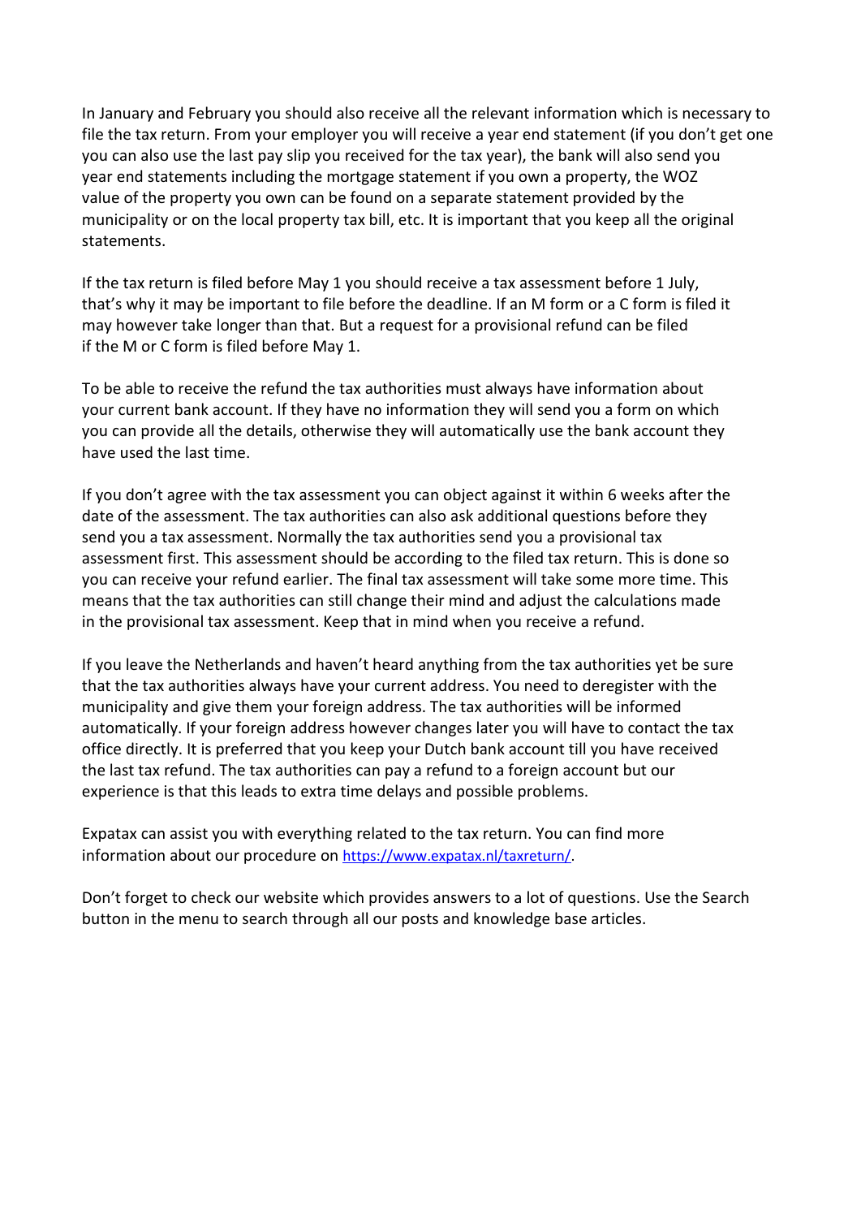In January and February you should also receive all the relevant information which is necessary to file the tax return. From your employer you will receive a year end statement (if you don't get one you can also use the last pay slip you received for the tax year), the bank will also send you year end statements including the mortgage statement if you own a property, the WOZ value of the property you own can be found on a separate statement provided by the municipality or on the local property tax bill, etc. It is important that you keep all the original statements.

If the tax return is filed before May 1 you should receive a tax assessment before 1 July, that's why it may be important to file before the deadline. If an M form or a C form is filed it may however take longer than that. But a request for a provisional refund can be filed if the M or C form is filed before May 1.

To be able to receive the refund the tax authorities must always have information about your current bank account. If they have no information they will send you a form on which you can provide all the details, otherwise they will automatically use the bank account they have used the last time.

If you don't agree with the tax assessment you can object against it within 6 weeks after the date of the assessment. The tax authorities can also ask additional questions before they send you a tax assessment. Normally the tax authorities send you a provisional tax assessment first. This assessment should be according to the filed tax return. This is done so you can receive your refund earlier. The final tax assessment will take some more time. This means that the tax authorities can still change their mind and adjust the calculations made in the provisional tax assessment. Keep that in mind when you receive a refund.

If you leave the Netherlands and haven't heard anything from the tax authorities yet be sure that the tax authorities always have your current address. You need to deregister with the municipality and give them your foreign address. The tax authorities will be informed automatically. If your foreign address however changes later you will have to contact the tax office directly. It is preferred that you keep your Dutch bank account till you have received the last tax refund. The tax authorities can pay a refund to a foreign account but our experience is that this leads to extra time delays and possible problems.

Expatax can assist you with everything related to the tax return. You can find more information about our procedure on https://www.expatax.nl/taxreturn/.

Don't forget to check our website which provides answers to a lot of questions. Use the Search button in the menu to search through all our posts and knowledge base articles.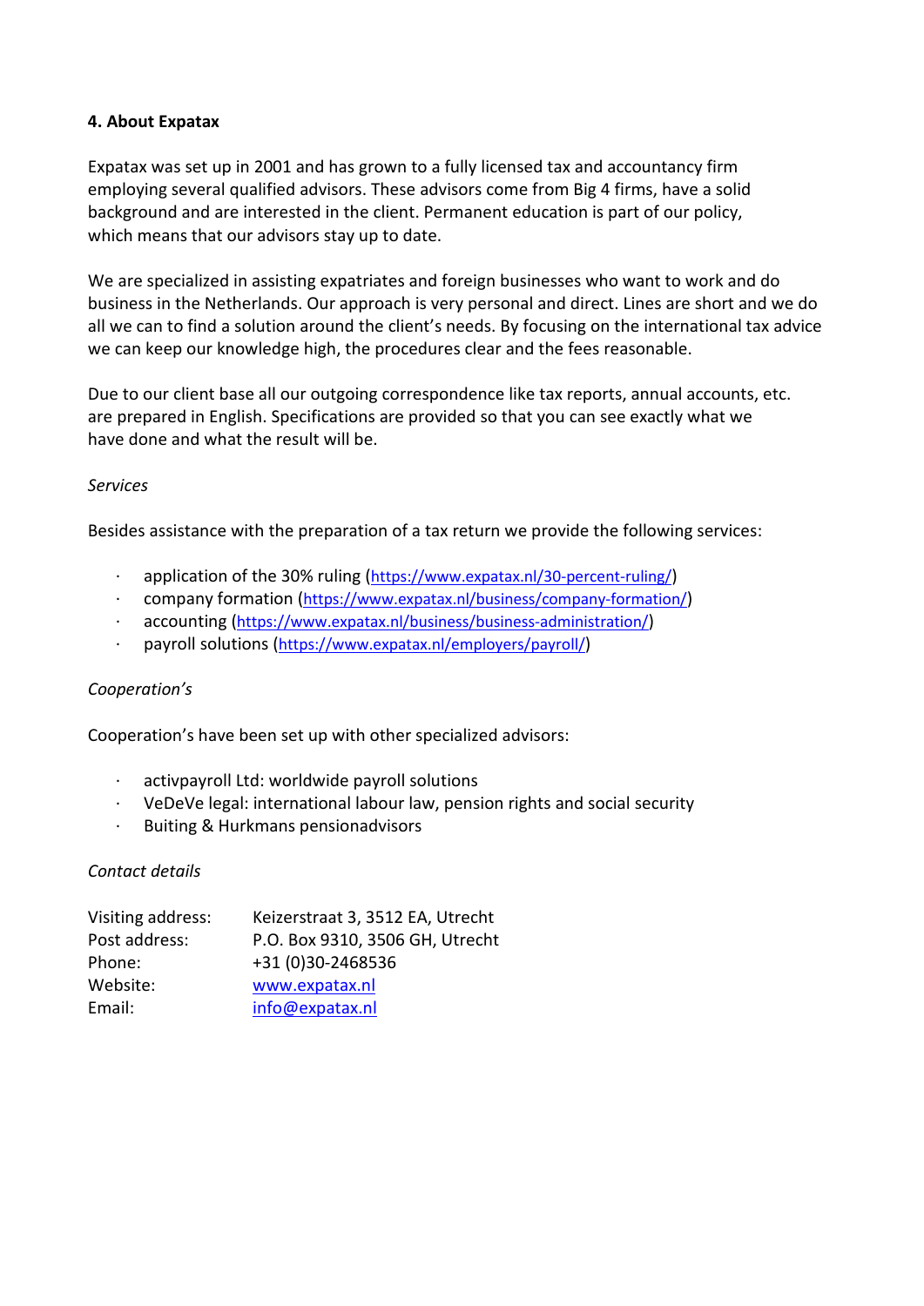## 4. About Expatax

Expatax was set up in 2001 and has grown to a fully licensed tax and accountancy firm employing several qualified advisors. These advisors come from Big 4 firms, have a solid background and are interested in the client. Permanent education is part of our policy, which means that our advisors stay up to date.

We are specialized in assisting expatriates and foreign businesses who want to work and do business in the Netherlands. Our approach is very personal and direct. Lines are short and we do all we can to find a solution around the client's needs. By focusing on the international tax advice we can keep our knowledge high, the procedures clear and the fees reasonable.

Due to our client base all our outgoing correspondence like tax reports, annual accounts, etc. are prepared in English. Specifications are provided so that you can see exactly what we have done and what the result will be.

*Services*

Besides assistance with the preparation of a tax return we provide the following services:

- application of the 30% ruling (https://www.expatax.nl/30-percent-ruling/)
- company formation (https://www.expatax.nl/business/company-formation/)
- accounting (https://www.expatax.nl/business/business-administration/)
- payroll solutions (https://www.expatax.nl/employers/payroll/)

*Cooperation's*

Cooperation's have been set up with other specialized advisors:

- activpayroll Ltd: worldwide payroll solutions
- VeDeVe legal: international labour law, pension rights and social security
- Buiting & Hurkmans pensionadvisors

*Contact details*

| | |
|---|---|
| Visiting address: | Keizerstraat 3, 3512 EA, Utrecht |
| Post address: | P.O. Box 9310, 3506 GH, Utrecht |
| Phone: | +31 (0)30-2468536 |
| Website: | www.expatax.nl |
| Email: | info@expatax.nl |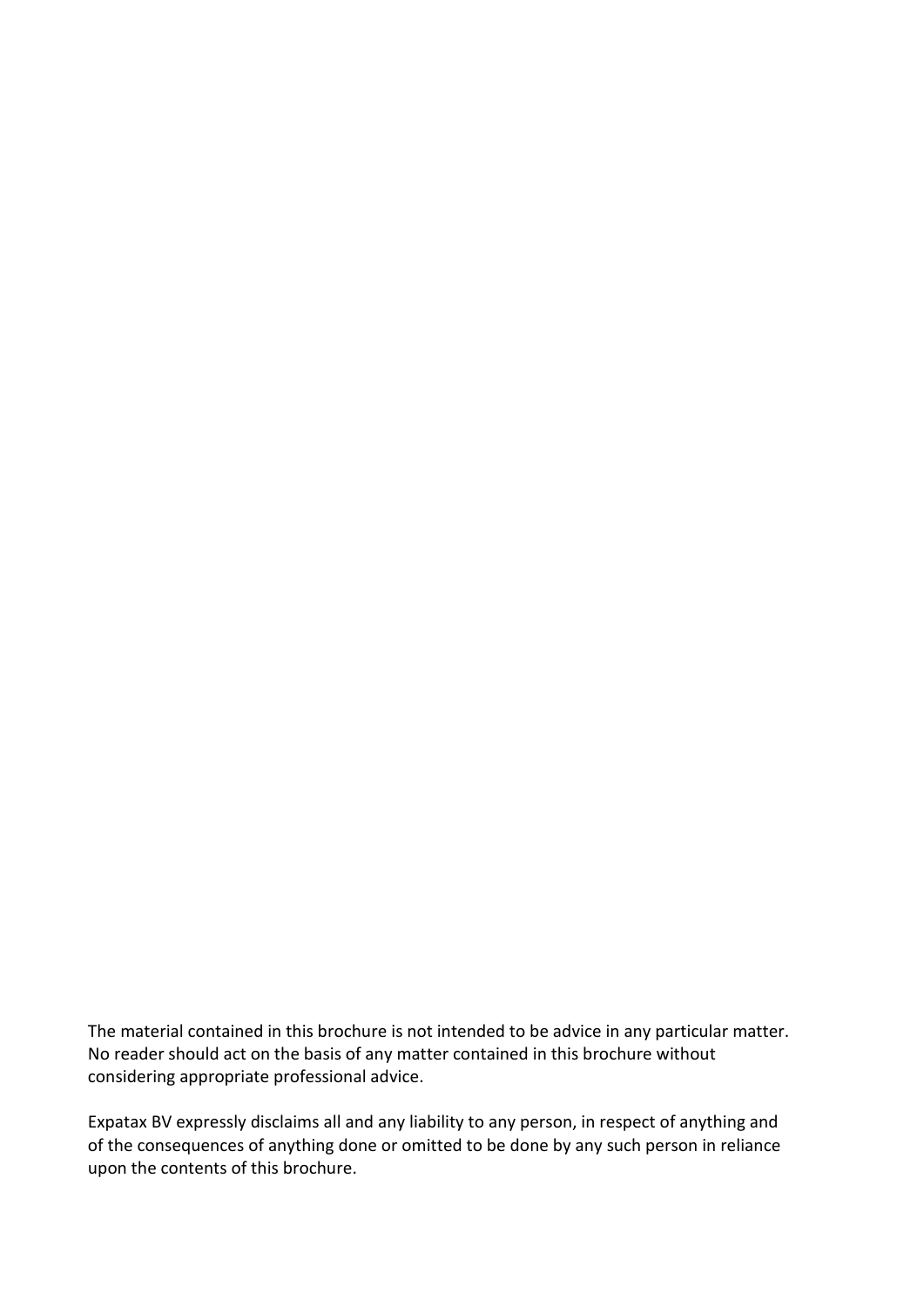The material contained in this brochure is not intended to be advice in any particular matter. No reader should act on the basis of any matter contained in this brochure without considering appropriate professional advice.

Expatax BV expressly disclaims all and any liability to any person, in respect of anything and of the consequences of anything done or omitted to be done by any such person in reliance upon the contents of this brochure.